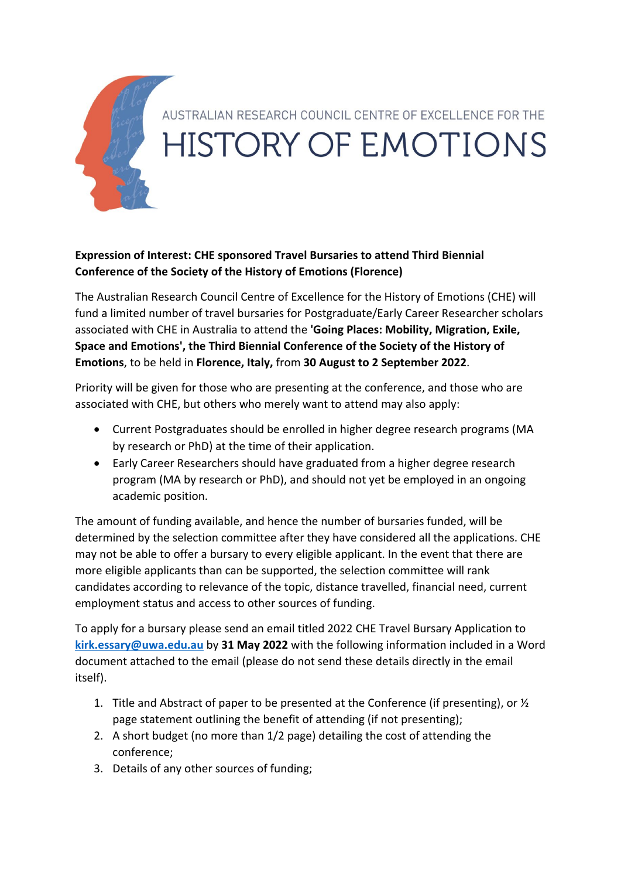AUSTRALIAN RESEARCH COUNCIL CENTRE OF EXCELLENCE FOR THE

# HISTORY OF EMOTIONS

**Expression of Interest: CHE sponsored Travel Bursaries to attend Third Biennial Conference of the Society of the History of Emotions (Florence)**

The Australian Research Council Centre of Excellence for the History of Emotions (CHE) will fund a limited number of travel bursaries for Postgraduate/Early Career Researcher scholars associated with CHE in Australia to attend the **'Going Places: Mobility, Migration, Exile, Space and Emotions', the Third Biennial Conference of the Society of the History of Emotions**, to be held in **Florence, Italy,** from **30 August to 2 September 2022**.

Priority will be given for those who are presenting at the conference, and those who are associated with CHE, but others who merely want to attend may also apply:

- Current Postgraduates should be enrolled in higher degree research programs (MA by research or PhD) at the time of their application.
- Early Career Researchers should have graduated from a higher degree research program (MA by research or PhD), and should not yet be employed in an ongoing academic position.

The amount of funding available, and hence the number of bursaries funded, will be determined by the selection committee after they have considered all the applications. CHE may not be able to offer a bursary to every eligible applicant. In the event that there are more eligible applicants than can be supported, the selection committee will rank candidates according to relevance of the topic, distance travelled, financial need, current employment status and access to other sources of funding.

To apply for a bursary please send an email titled 2022 CHE Travel Bursary Application to **kirk.essary@uwa.edu.au** by **31 May 2022** with the following information included in a Word document attached to the email (please do not send these details directly in the email itself).

1. Title and Abstract of paper to be presented at the Conference (if presenting), or ½ page statement outlining the benefit of attending (if not presenting);
2. A short budget (no more than 1/2 page) detailing the cost of attending the conference;
3. Details of any other sources of funding;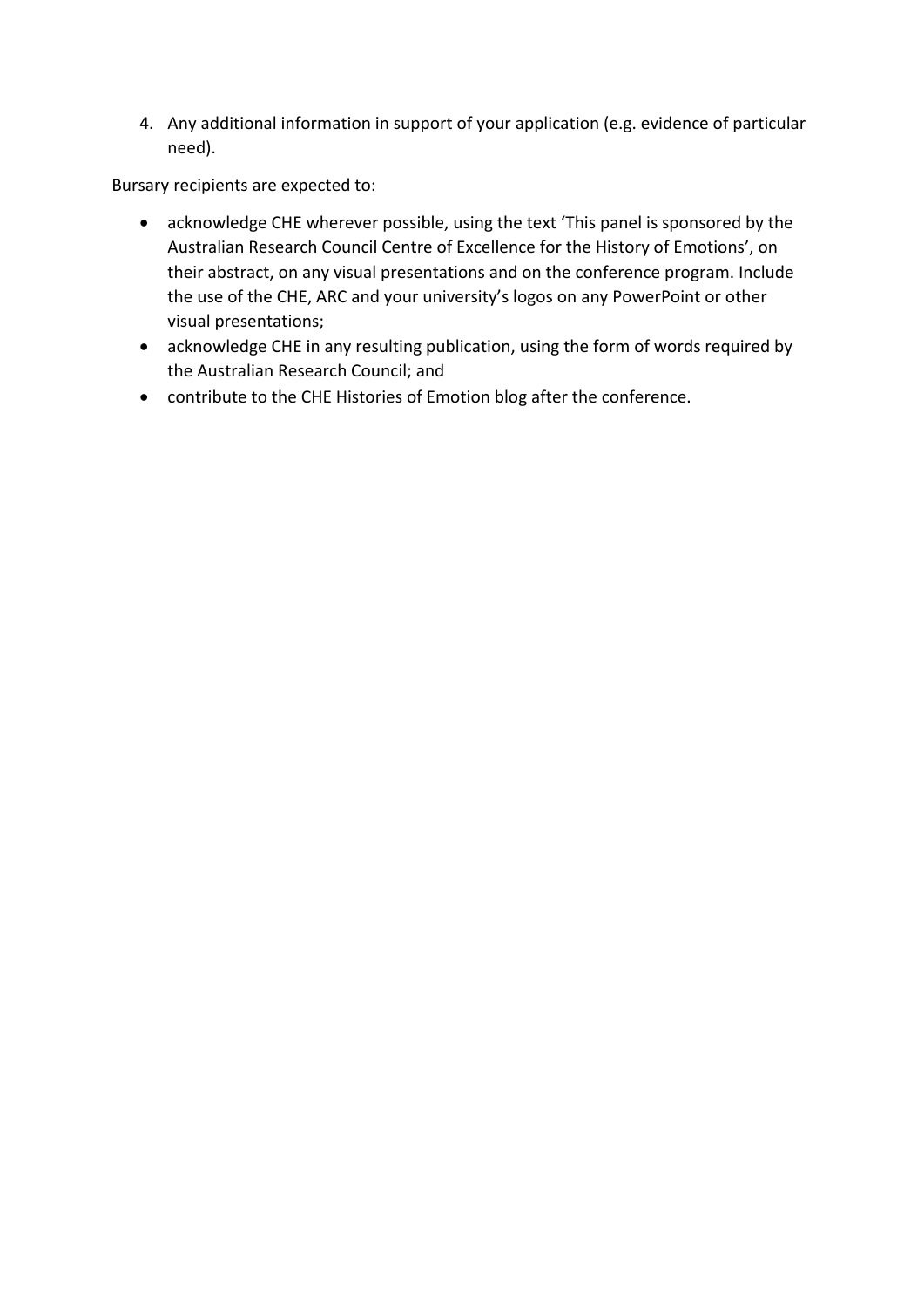4. Any additional information in support of your application (e.g. evidence of particular need).

Bursary recipients are expected to:

- acknowledge CHE wherever possible, using the text 'This panel is sponsored by the Australian Research Council Centre of Excellence for the History of Emotions', on their abstract, on any visual presentations and on the conference program. Include the use of the CHE, ARC and your university's logos on any PowerPoint or other visual presentations;
- acknowledge CHE in any resulting publication, using the form of words required by the Australian Research Council; and
- contribute to the CHE Histories of Emotion blog after the conference.